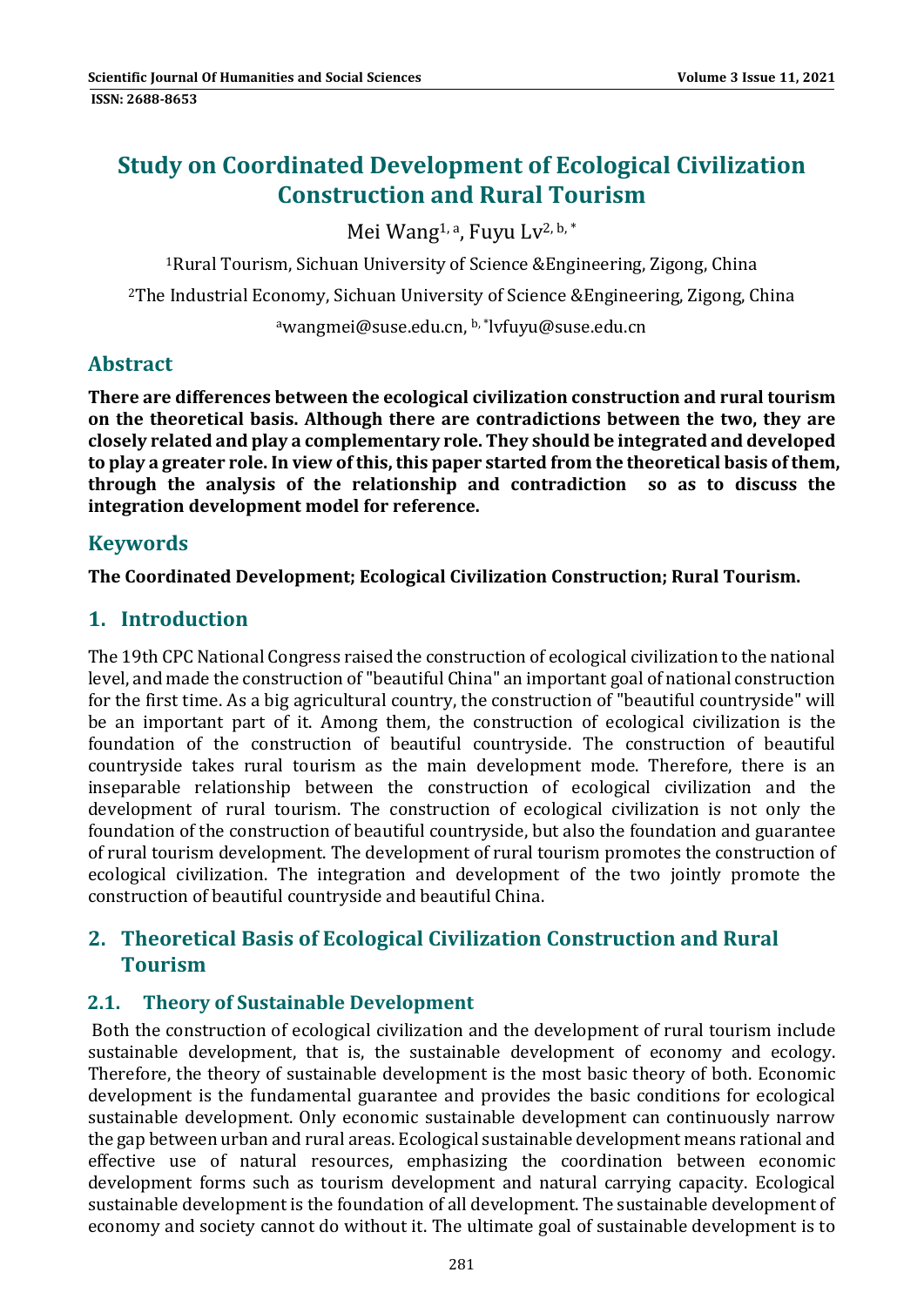# Study on Coordinated Development of Ecological Civilization Construction and Rural Tourism

Mei Wang[1, a], Fuyu Lv[2, b, *]

[1]Rural Tourism, Sichuan University of Science &Engineering, Zigong, China

[2]The Industrial Economy, Sichuan University of Science &Engineering, Zigong, China

[a]wangmei@suse.edu.cn, [b, *]lvfuyu@suse.edu.cn

## Abstract

**There are differences between the ecological civilization construction and rural tourism on the theoretical basis. Although there are contradictions between the two, they are closely related and play a complementary role. They should be integrated and developed to play a greater role. In view of this, this paper started from the theoretical basis of them, through the analysis of the relationship and contradiction so as to discuss the integration development model for reference.**

## Keywords

**The Coordinated Development; Ecological Civilization Construction; Rural Tourism.**

## 1. Introduction

The 19th CPC National Congress raised the construction of ecological civilization to the national level, and made the construction of "beautiful China" an important goal of national construction for the first time. As a big agricultural country, the construction of "beautiful countryside" will be an important part of it. Among them, the construction of ecological civilization is the foundation of the construction of beautiful countryside. The construction of beautiful countryside takes rural tourism as the main development mode. Therefore, there is an inseparable relationship between the construction of ecological civilization and the development of rural tourism. The construction of ecological civilization is not only the foundation of the construction of beautiful countryside, but also the foundation and guarantee of rural tourism development. The development of rural tourism promotes the construction of ecological civilization. The integration and development of the two jointly promote the construction of beautiful countryside and beautiful China.

## 2. Theoretical Basis of Ecological Civilization Construction and Rural Tourism

### 2.1. Theory of Sustainable Development

Both the construction of ecological civilization and the development of rural tourism include sustainable development, that is, the sustainable development of economy and ecology. Therefore, the theory of sustainable development is the most basic theory of both. Economic development is the fundamental guarantee and provides the basic conditions for ecological sustainable development. Only economic sustainable development can continuously narrow the gap between urban and rural areas. Ecological sustainable development means rational and effective use of natural resources, emphasizing the coordination between economic development forms such as tourism development and natural carrying capacity. Ecological sustainable development is the foundation of all development. The sustainable development of economy and society cannot do without it. The ultimate goal of sustainable development is to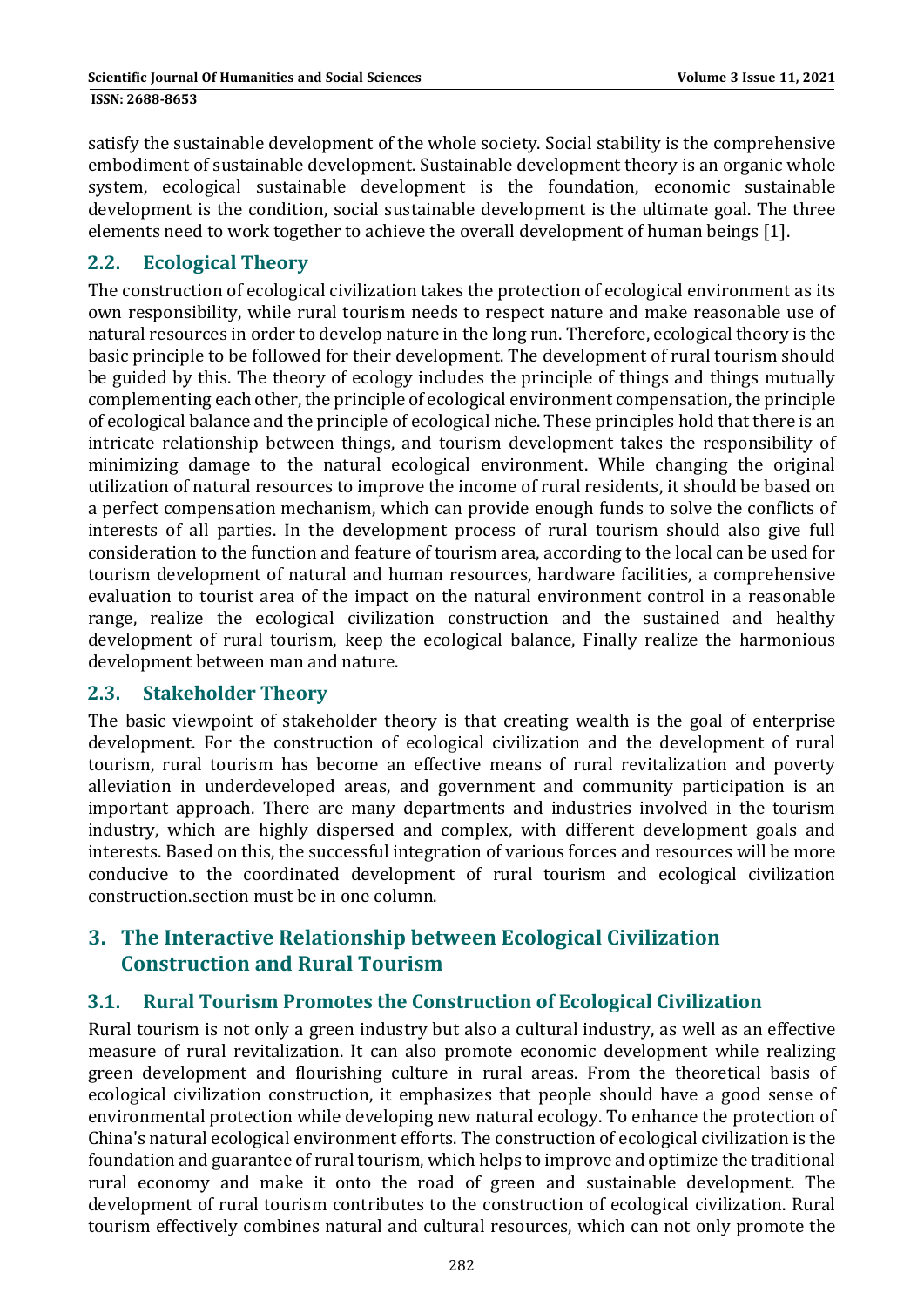satisfy the sustainable development of the whole society. Social stability is the comprehensive embodiment of sustainable development. Sustainable development theory is an organic whole system, ecological sustainable development is the foundation, economic sustainable development is the condition, social sustainable development is the ultimate goal. The three elements need to work together to achieve the overall development of human beings [1].

## 2.2. Ecological Theory

The construction of ecological civilization takes the protection of ecological environment as its own responsibility, while rural tourism needs to respect nature and make reasonable use of natural resources in order to develop nature in the long run. Therefore, ecological theory is the basic principle to be followed for their development. The development of rural tourism should be guided by this. The theory of ecology includes the principle of things and things mutually complementing each other, the principle of ecological environment compensation, the principle of ecological balance and the principle of ecological niche. These principles hold that there is an intricate relationship between things, and tourism development takes the responsibility of minimizing damage to the natural ecological environment. While changing the original utilization of natural resources to improve the income of rural residents, it should be based on a perfect compensation mechanism, which can provide enough funds to solve the conflicts of interests of all parties. In the development process of rural tourism should also give full consideration to the function and feature of tourism area, according to the local can be used for tourism development of natural and human resources, hardware facilities, a comprehensive evaluation to tourist area of the impact on the natural environment control in a reasonable range, realize the ecological civilization construction and the sustained and healthy development of rural tourism, keep the ecological balance, Finally realize the harmonious development between man and nature.

## 2.3. Stakeholder Theory

The basic viewpoint of stakeholder theory is that creating wealth is the goal of enterprise development. For the construction of ecological civilization and the development of rural tourism, rural tourism has become an effective means of rural revitalization and poverty alleviation in underdeveloped areas, and government and community participation is an important approach. There are many departments and industries involved in the tourism industry, which are highly dispersed and complex, with different development goals and interests. Based on this, the successful integration of various forces and resources will be more conducive to the coordinated development of rural tourism and ecological civilization construction.section must be in one column.

# 3. The Interactive Relationship between Ecological Civilization Construction and Rural Tourism

## 3.1. Rural Tourism Promotes the Construction of Ecological Civilization

Rural tourism is not only a green industry but also a cultural industry, as well as an effective measure of rural revitalization. It can also promote economic development while realizing green development and flourishing culture in rural areas. From the theoretical basis of ecological civilization construction, it emphasizes that people should have a good sense of environmental protection while developing new natural ecology. To enhance the protection of China's natural ecological environment efforts. The construction of ecological civilization is the foundation and guarantee of rural tourism, which helps to improve and optimize the traditional rural economy and make it onto the road of green and sustainable development. The development of rural tourism contributes to the construction of ecological civilization. Rural tourism effectively combines natural and cultural resources, which can not only promote the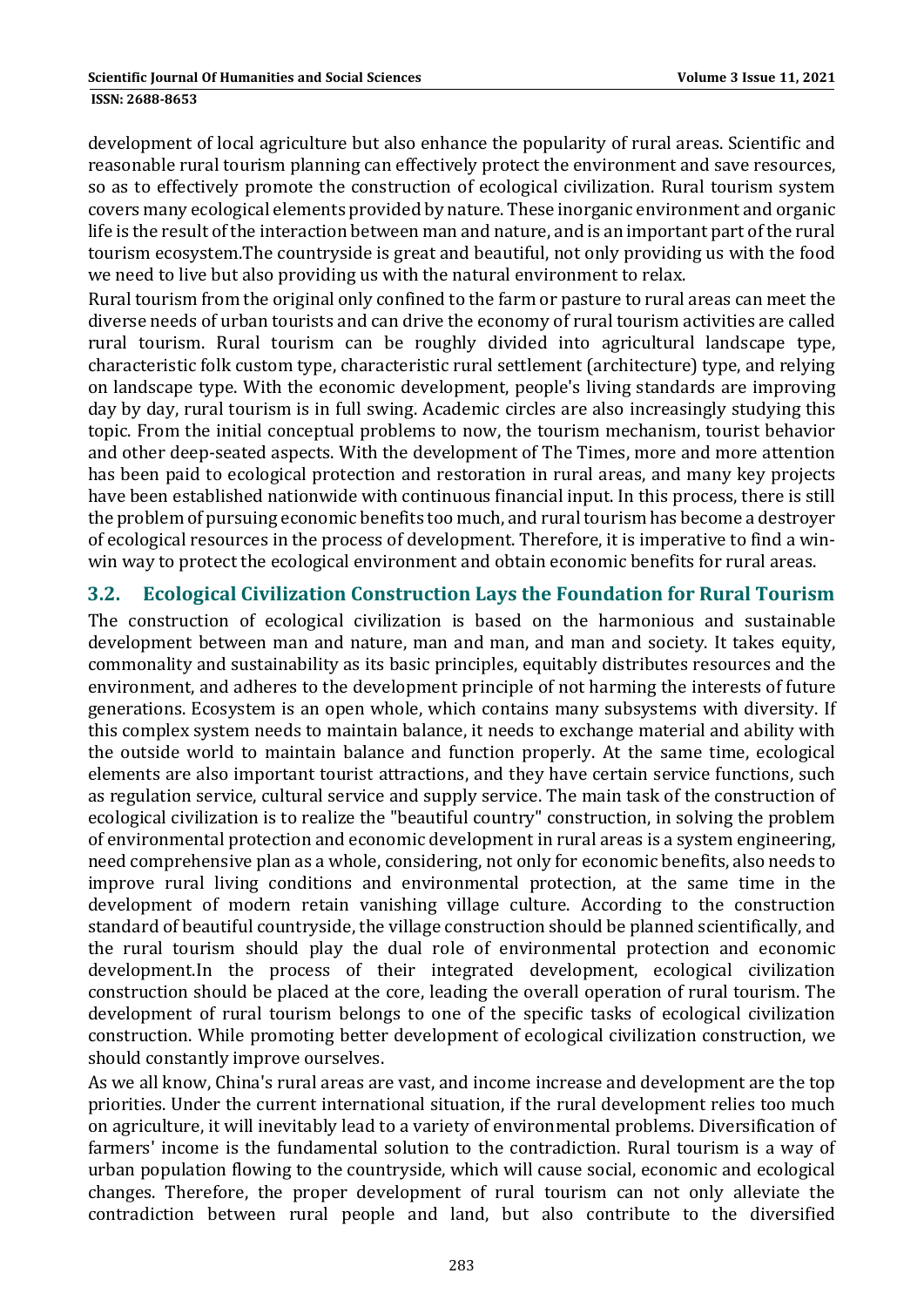development of local agriculture but also enhance the popularity of rural areas. Scientific and reasonable rural tourism planning can effectively protect the environment and save resources, so as to effectively promote the construction of ecological civilization. Rural tourism system covers many ecological elements provided by nature. These inorganic environment and organic life is the result of the interaction between man and nature, and is an important part of the rural tourism ecosystem.The countryside is great and beautiful, not only providing us with the food we need to live but also providing us with the natural environment to relax.

Rural tourism from the original only confined to the farm or pasture to rural areas can meet the diverse needs of urban tourists and can drive the economy of rural tourism activities are called rural tourism. Rural tourism can be roughly divided into agricultural landscape type, characteristic folk custom type, characteristic rural settlement (architecture) type, and relying on landscape type. With the economic development, people's living standards are improving day by day, rural tourism is in full swing. Academic circles are also increasingly studying this topic. From the initial conceptual problems to now, the tourism mechanism, tourist behavior and other deep-seated aspects. With the development of The Times, more and more attention has been paid to ecological protection and restoration in rural areas, and many key projects have been established nationwide with continuous financial input. In this process, there is still the problem of pursuing economic benefits too much, and rural tourism has become a destroyer of ecological resources in the process of development. Therefore, it is imperative to find a win-win way to protect the ecological environment and obtain economic benefits for rural areas.

## 3.2. Ecological Civilization Construction Lays the Foundation for Rural Tourism

The construction of ecological civilization is based on the harmonious and sustainable development between man and nature, man and man, and man and society. It takes equity, commonality and sustainability as its basic principles, equitably distributes resources and the environment, and adheres to the development principle of not harming the interests of future generations. Ecosystem is an open whole, which contains many subsystems with diversity. If this complex system needs to maintain balance, it needs to exchange material and ability with the outside world to maintain balance and function properly. At the same time, ecological elements are also important tourist attractions, and they have certain service functions, such as regulation service, cultural service and supply service. The main task of the construction of ecological civilization is to realize the "beautiful country" construction, in solving the problem of environmental protection and economic development in rural areas is a system engineering, need comprehensive plan as a whole, considering, not only for economic benefits, also needs to improve rural living conditions and environmental protection, at the same time in the development of modern retain vanishing village culture. According to the construction standard of beautiful countryside, the village construction should be planned scientifically, and the rural tourism should play the dual role of environmental protection and economic development.In the process of their integrated development, ecological civilization construction should be placed at the core, leading the overall operation of rural tourism. The development of rural tourism belongs to one of the specific tasks of ecological civilization construction. While promoting better development of ecological civilization construction, we should constantly improve ourselves.

As we all know, China's rural areas are vast, and income increase and development are the top priorities. Under the current international situation, if the rural development relies too much on agriculture, it will inevitably lead to a variety of environmental problems. Diversification of farmers' income is the fundamental solution to the contradiction. Rural tourism is a way of urban population flowing to the countryside, which will cause social, economic and ecological changes. Therefore, the proper development of rural tourism can not only alleviate the contradiction between rural people and land, but also contribute to the diversified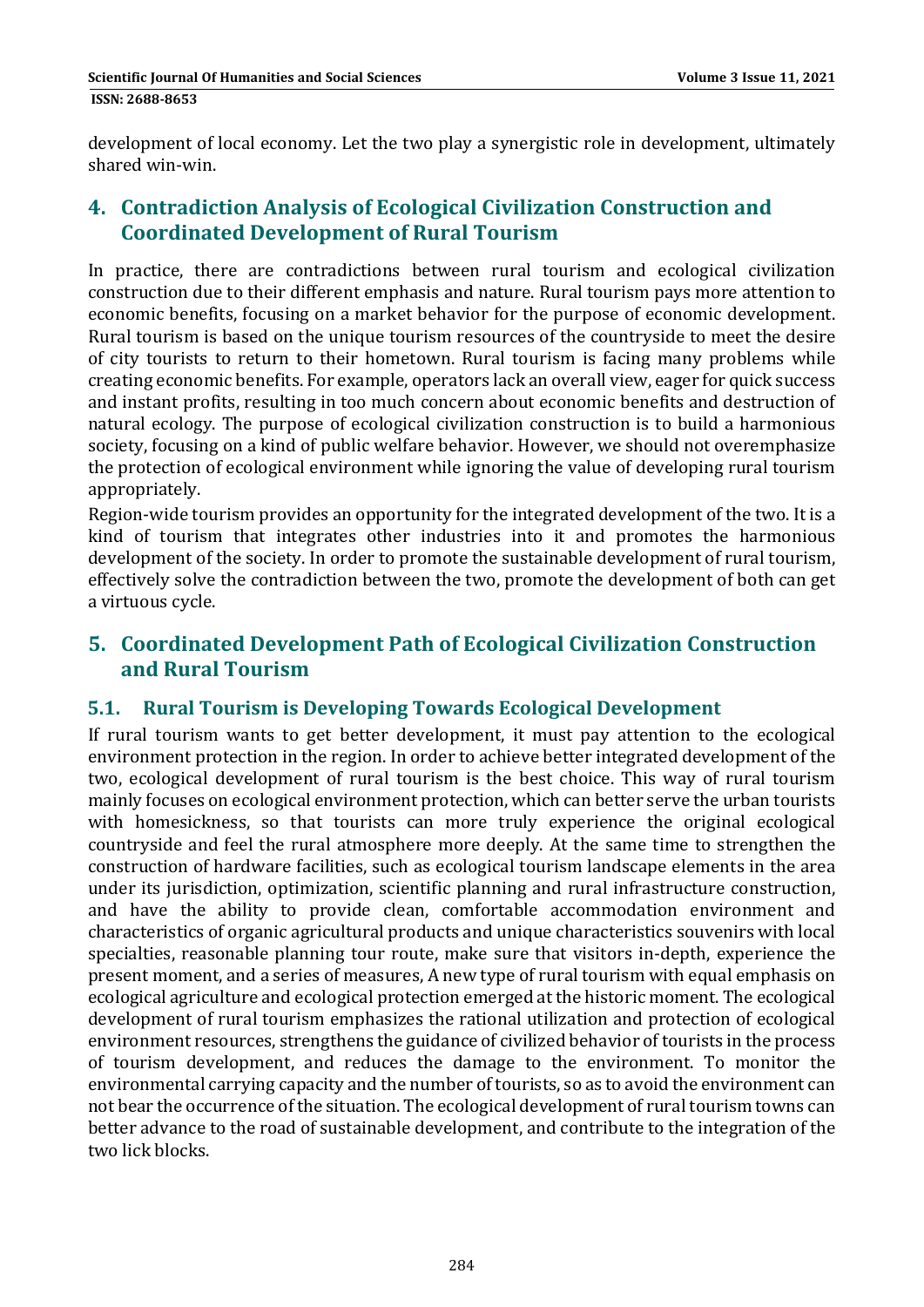development of local economy. Let the two play a synergistic role in development, ultimately shared win-win.

## 4. Contradiction Analysis of Ecological Civilization Construction and Coordinated Development of Rural Tourism

In practice, there are contradictions between rural tourism and ecological civilization construction due to their different emphasis and nature. Rural tourism pays more attention to economic benefits, focusing on a market behavior for the purpose of economic development. Rural tourism is based on the unique tourism resources of the countryside to meet the desire of city tourists to return to their hometown. Rural tourism is facing many problems while creating economic benefits. For example, operators lack an overall view, eager for quick success and instant profits, resulting in too much concern about economic benefits and destruction of natural ecology. The purpose of ecological civilization construction is to build a harmonious society, focusing on a kind of public welfare behavior. However, we should not overemphasize the protection of ecological environment while ignoring the value of developing rural tourism appropriately.

Region-wide tourism provides an opportunity for the integrated development of the two. It is a kind of tourism that integrates other industries into it and promotes the harmonious development of the society. In order to promote the sustainable development of rural tourism, effectively solve the contradiction between the two, promote the development of both can get a virtuous cycle.

## 5. Coordinated Development Path of Ecological Civilization Construction and Rural Tourism

### 5.1. Rural Tourism is Developing Towards Ecological Development

If rural tourism wants to get better development, it must pay attention to the ecological environment protection in the region. In order to achieve better integrated development of the two, ecological development of rural tourism is the best choice. This way of rural tourism mainly focuses on ecological environment protection, which can better serve the urban tourists with homesickness, so that tourists can more truly experience the original ecological countryside and feel the rural atmosphere more deeply. At the same time to strengthen the construction of hardware facilities, such as ecological tourism landscape elements in the area under its jurisdiction, optimization, scientific planning and rural infrastructure construction, and have the ability to provide clean, comfortable accommodation environment and characteristics of organic agricultural products and unique characteristics souvenirs with local specialties, reasonable planning tour route, make sure that visitors in-depth, experience the present moment, and a series of measures, A new type of rural tourism with equal emphasis on ecological agriculture and ecological protection emerged at the historic moment. The ecological development of rural tourism emphasizes the rational utilization and protection of ecological environment resources, strengthens the guidance of civilized behavior of tourists in the process of tourism development, and reduces the damage to the environment. To monitor the environmental carrying capacity and the number of tourists, so as to avoid the environment can not bear the occurrence of the situation. The ecological development of rural tourism towns can better advance to the road of sustainable development, and contribute to the integration of the two lick blocks.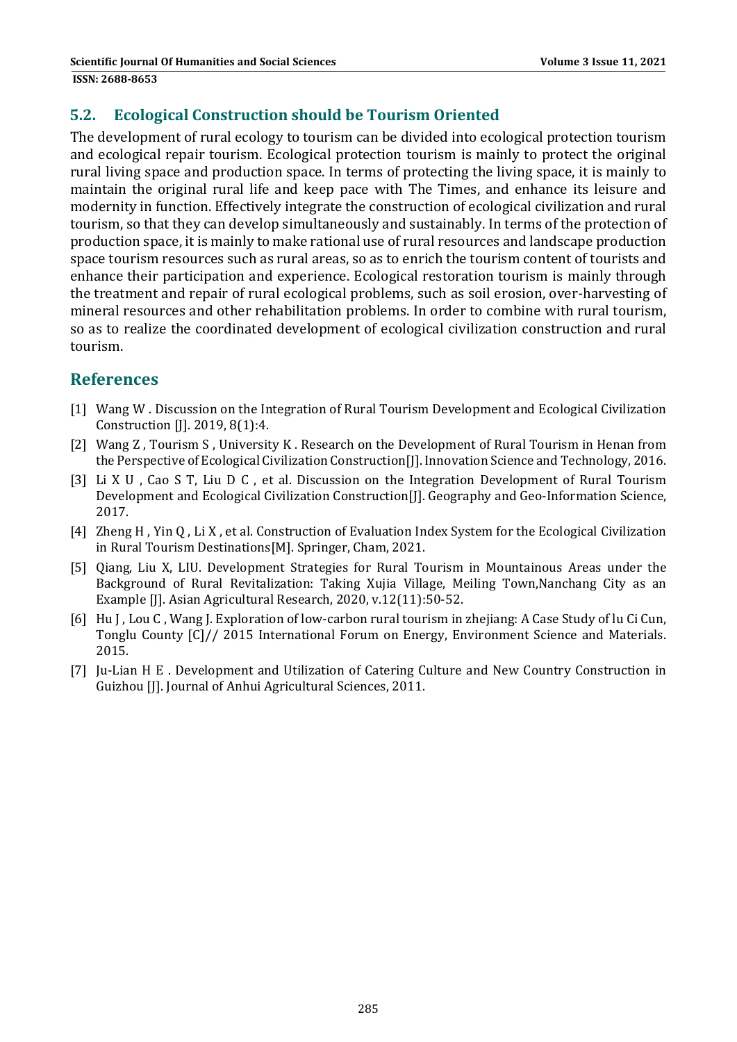## 5.2. Ecological Construction should be Tourism Oriented

The development of rural ecology to tourism can be divided into ecological protection tourism and ecological repair tourism. Ecological protection tourism is mainly to protect the original rural living space and production space. In terms of protecting the living space, it is mainly to maintain the original rural life and keep pace with The Times, and enhance its leisure and modernity in function. Effectively integrate the construction of ecological civilization and rural tourism, so that they can develop simultaneously and sustainably. In terms of the protection of production space, it is mainly to make rational use of rural resources and landscape production space tourism resources such as rural areas, so as to enrich the tourism content of tourists and enhance their participation and experience. Ecological restoration tourism is mainly through the treatment and repair of rural ecological problems, such as soil erosion, over-harvesting of mineral resources and other rehabilitation problems. In order to combine with rural tourism, so as to realize the coordinated development of ecological civilization construction and rural tourism.

## References

[1] Wang W . Discussion on the Integration of Rural Tourism Development and Ecological Civilization Construction [J]. 2019, 8(1):4.

[2] Wang Z , Tourism S , University K . Research on the Development of Rural Tourism in Henan from the Perspective of Ecological Civilization Construction[J]. Innovation Science and Technology, 2016.

[3] Li X U , Cao S T, Liu D C , et al. Discussion on the Integration Development of Rural Tourism Development and Ecological Civilization Construction[J]. Geography and Geo-Information Science, 2017.

[4] Zheng H , Yin Q , Li X , et al. Construction of Evaluation Index System for the Ecological Civilization in Rural Tourism Destinations[M]. Springer, Cham, 2021.

[5] Qiang, Liu X, LIU. Development Strategies for Rural Tourism in Mountainous Areas under the Background of Rural Revitalization: Taking Xujia Village, Meiling Town,Nanchang City as an Example [J]. Asian Agricultural Research, 2020, v.12(11):50-52.

[6] Hu J , Lou C , Wang J. Exploration of low-carbon rural tourism in zhejiang: A Case Study of lu Ci Cun, Tonglu County [C]// 2015 International Forum on Energy, Environment Science and Materials. 2015.

[7] Ju-Lian H E . Development and Utilization of Catering Culture and New Country Construction in Guizhou [J]. Journal of Anhui Agricultural Sciences, 2011.